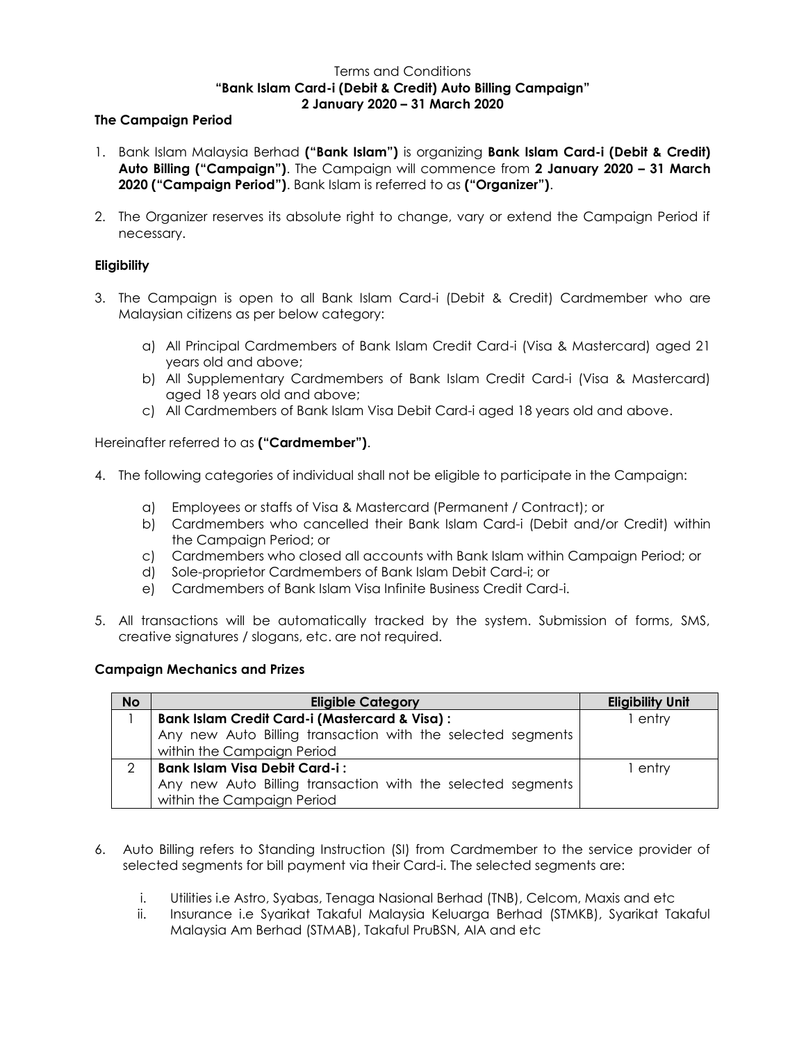Terms and Conditions

**"Bank Islam Card-i (Debit & Credit) Auto Billing Campaign"**

**2 January 2020 – 31 March 2020**

### The Campaign Period

1. Bank Islam Malaysia Berhad **("Bank Islam")** is organizing **Bank Islam Card-i (Debit & Credit) Auto Billing ("Campaign")**. The Campaign will commence from **2 January 2020 – 31 March 2020 ("Campaign Period")**. Bank Islam is referred to as **("Organizer")**.

2. The Organizer reserves its absolute right to change, vary or extend the Campaign Period if necessary.

### Eligibility

3. The Campaign is open to all Bank Islam Card-i (Debit & Credit) Cardmember who are Malaysian citizens as per below category:

   a) All Principal Cardmembers of Bank Islam Credit Card-i (Visa & Mastercard) aged 21 years old and above;
   b) All Supplementary Cardmembers of Bank Islam Credit Card-i (Visa & Mastercard) aged 18 years old and above;
   c) All Cardmembers of Bank Islam Visa Debit Card-i aged 18 years old and above.

Hereinafter referred to as **("Cardmember")**.

4. The following categories of individual shall not be eligible to participate in the Campaign:

   a) Employees or staffs of Visa & Mastercard (Permanent / Contract); or
   b) Cardmembers who cancelled their Bank Islam Card-i (Debit and/or Credit) within the Campaign Period; or
   c) Cardmembers who closed all accounts with Bank Islam within Campaign Period; or
   d) Sole-proprietor Cardmembers of Bank Islam Debit Card-i; or
   e) Cardmembers of Bank Islam Visa Infinite Business Credit Card-i.

5. All transactions will be automatically tracked by the system. Submission of forms, SMS, creative signatures / slogans, etc. are not required.

### Campaign Mechanics and Prizes

| No | Eligible Category | Eligibility Unit |
|---|---|---|
| 1 | **Bank Islam Credit Card-i (Mastercard & Visa) :** Any new Auto Billing transaction with the selected segments within the Campaign Period | 1 entry |
| 2 | **Bank Islam Visa Debit Card-i :** Any new Auto Billing transaction with the selected segments within the Campaign Period | 1 entry |

6. Auto Billing refers to Standing Instruction (SI) from Cardmember to the service provider of selected segments for bill payment via their Card-i. The selected segments are:

   i. Utilities i.e Astro, Syabas, Tenaga Nasional Berhad (TNB), Celcom, Maxis and etc
   ii. Insurance i.e Syarikat Takaful Malaysia Keluarga Berhad (STMKB), Syarikat Takaful Malaysia Am Berhad (STMAB), Takaful PruBSN, AIA and etc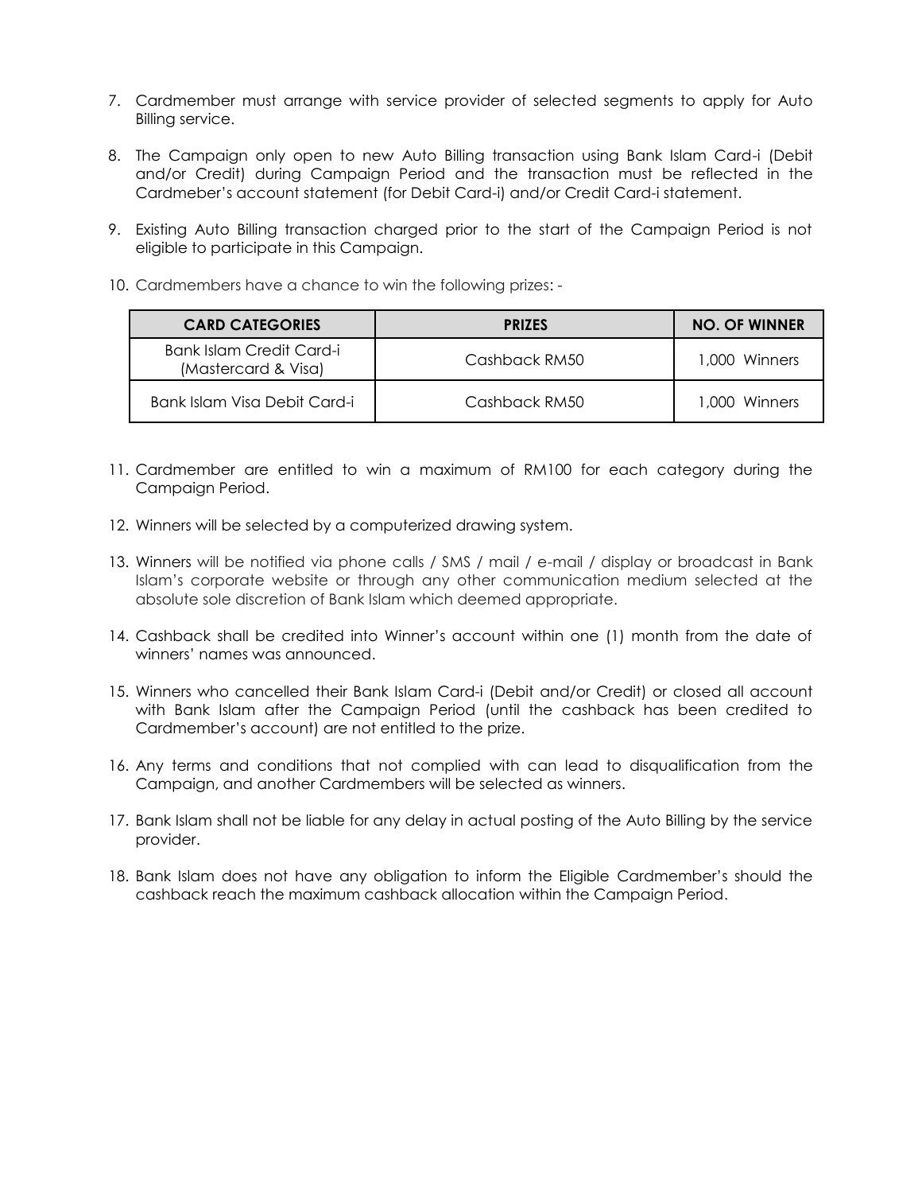7. Cardmember must arrange with service provider of selected segments to apply for Auto Billing service.

8. The Campaign only open to new Auto Billing transaction using Bank Islam Card-i (Debit and/or Credit) during Campaign Period and the transaction must be reflected in the Cardmeber's account statement (for Debit Card-i) and/or Credit Card-i statement.

9. Existing Auto Billing transaction charged prior to the start of the Campaign Period is not eligible to participate in this Campaign.

10. Cardmembers have a chance to win the following prizes: -

| CARD CATEGORIES | PRIZES | NO. OF WINNER |
|---|---|---|
| Bank Islam Credit Card-i (Mastercard & Visa) | Cashback RM50 | 1,000 Winners |
| Bank Islam Visa Debit Card-i | Cashback RM50 | 1,000 Winners |

11. Cardmember are entitled to win a maximum of RM100 for each category during the Campaign Period.

12. Winners will be selected by a computerized drawing system.

13. Winners will be notified via phone calls / SMS / mail / e-mail / display or broadcast in Bank Islam's corporate website or through any other communication medium selected at the absolute sole discretion of Bank Islam which deemed appropriate.

14. Cashback shall be credited into Winner's account within one (1) month from the date of winners' names was announced.

15. Winners who cancelled their Bank Islam Card-i (Debit and/or Credit) or closed all account with Bank Islam after the Campaign Period (until the cashback has been credited to Cardmember's account) are not entitled to the prize.

16. Any terms and conditions that not complied with can lead to disqualification from the Campaign, and another Cardmembers will be selected as winners.

17. Bank Islam shall not be liable for any delay in actual posting of the Auto Billing by the service provider.

18. Bank Islam does not have any obligation to inform the Eligible Cardmember's should the cashback reach the maximum cashback allocation within the Campaign Period.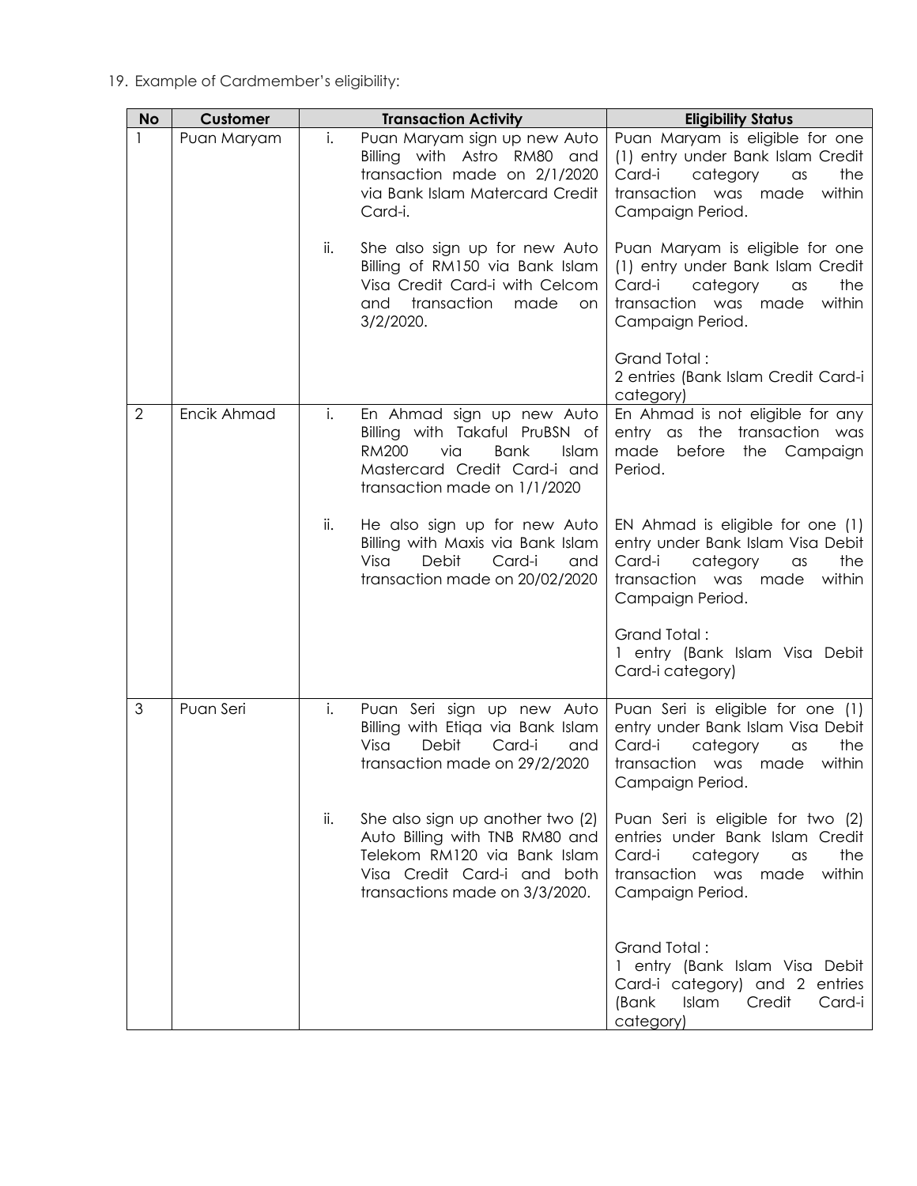19. Example of Cardmember's eligibility:

| No | Customer | Transaction Activity | Eligibility Status |
|---|---|---|---|
| 1 | Puan Maryam | i. Puan Maryam sign up new Auto Billing with Astro RM80 and transaction made on 2/1/2020 via Bank Islam Matercard Credit Card-i. | Puan Maryam is eligible for one (1) entry under Bank Islam Credit Card-i category as the transaction was made within Campaign Period. |
| | | ii. She also sign up for new Auto Billing of RM150 via Bank Islam Visa Credit Card-i with Celcom and transaction made on 3/2/2020. | Puan Maryam is eligible for one (1) entry under Bank Islam Credit Card-i category as the transaction was made within Campaign Period.<br><br>Grand Total :<br>2 entries (Bank Islam Credit Card-i category) |
| 2 | Encik Ahmad | i. En Ahmad sign up new Auto Billing with Takaful PruBSN of RM200 via Bank Islam Mastercard Credit Card-i and transaction made on 1/1/2020 | En Ahmad is not eligible for any entry as the transaction was made before the Campaign Period. |
| | | ii. He also sign up for new Auto Billing with Maxis via Bank Islam Visa Debit Card-i and transaction made on 20/02/2020 | EN Ahmad is eligible for one (1) entry under Bank Islam Visa Debit Card-i category as the transaction was made within Campaign Period.<br><br>Grand Total :<br>1 entry (Bank Islam Visa Debit Card-i category) |
| 3 | Puan Seri | i. Puan Seri sign up new Auto Billing with Etiqa via Bank Islam Visa Debit Card-i and transaction made on 29/2/2020 | Puan Seri is eligible for one (1) entry under Bank Islam Visa Debit Card-i category as the transaction was made within Campaign Period. |
| | | ii. She also sign up another two (2) Auto Billing with TNB RM80 and Telekom RM120 via Bank Islam Visa Credit Card-i and both transactions made on 3/3/2020. | Puan Seri is eligible for two (2) entries under Bank Islam Credit Card-i category as the transaction was made within Campaign Period.<br><br>Grand Total :<br>1 entry (Bank Islam Visa Debit Card-i category) and 2 entries (Bank Islam Credit Card-i category) |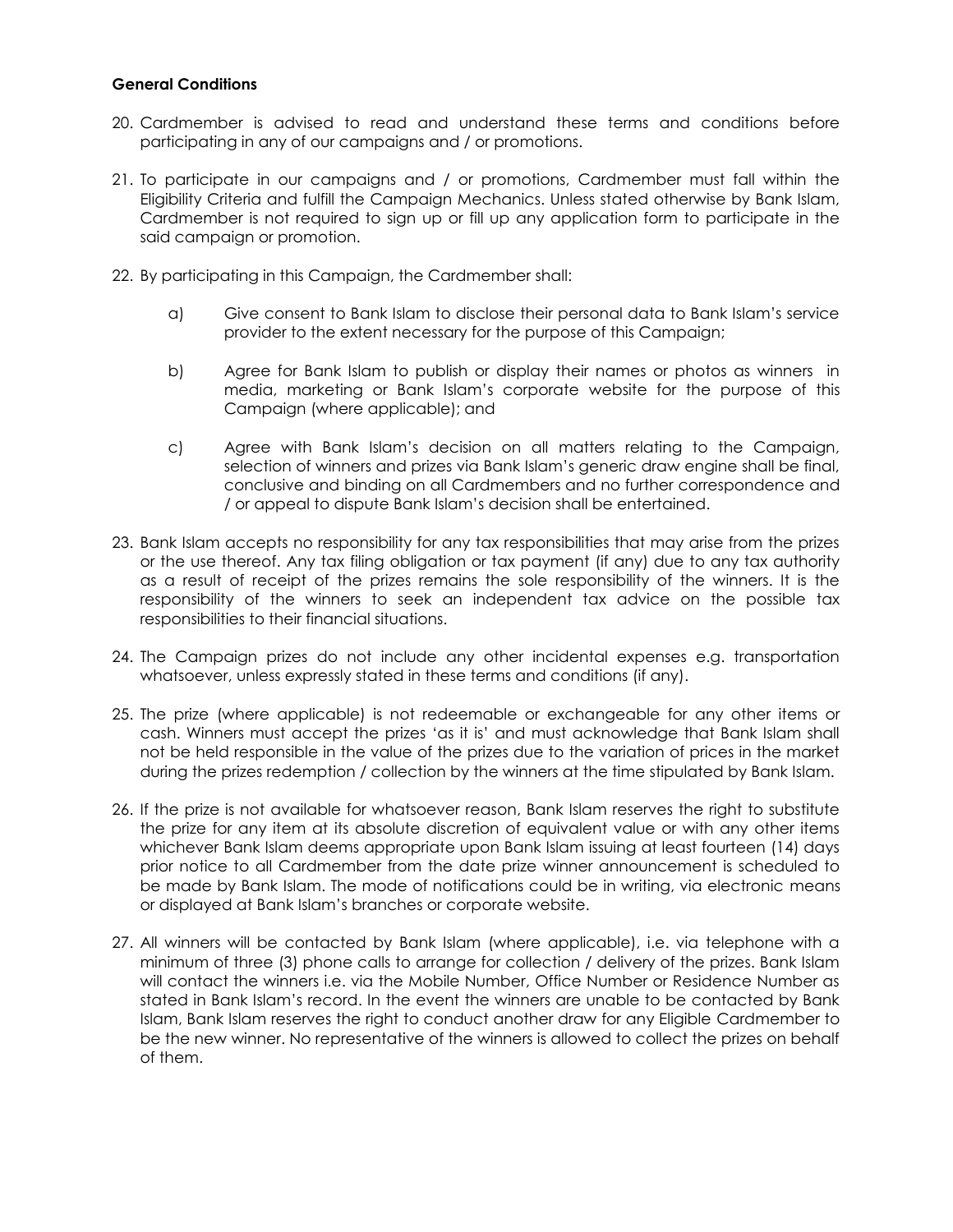**General Conditions**

20. Cardmember is advised to read and understand these terms and conditions before participating in any of our campaigns and / or promotions.

21. To participate in our campaigns and / or promotions, Cardmember must fall within the Eligibility Criteria and fulfill the Campaign Mechanics. Unless stated otherwise by Bank Islam, Cardmember is not required to sign up or fill up any application form to participate in the said campaign or promotion.

22. By participating in this Campaign, the Cardmember shall:

    a) Give consent to Bank Islam to disclose their personal data to Bank Islam's service provider to the extent necessary for the purpose of this Campaign;

    b) Agree for Bank Islam to publish or display their names or photos as winners in media, marketing or Bank Islam's corporate website for the purpose of this Campaign (where applicable); and

    c) Agree with Bank Islam's decision on all matters relating to the Campaign, selection of winners and prizes via Bank Islam's generic draw engine shall be final, conclusive and binding on all Cardmembers and no further correspondence and / or appeal to dispute Bank Islam's decision shall be entertained.

23. Bank Islam accepts no responsibility for any tax responsibilities that may arise from the prizes or the use thereof. Any tax filing obligation or tax payment (if any) due to any tax authority as a result of receipt of the prizes remains the sole responsibility of the winners. It is the responsibility of the winners to seek an independent tax advice on the possible tax responsibilities to their financial situations.

24. The Campaign prizes do not include any other incidental expenses e.g. transportation whatsoever, unless expressly stated in these terms and conditions (if any).

25. The prize (where applicable) is not redeemable or exchangeable for any other items or cash. Winners must accept the prizes 'as it is' and must acknowledge that Bank Islam shall not be held responsible in the value of the prizes due to the variation of prices in the market during the prizes redemption / collection by the winners at the time stipulated by Bank Islam.

26. If the prize is not available for whatsoever reason, Bank Islam reserves the right to substitute the prize for any item at its absolute discretion of equivalent value or with any other items whichever Bank Islam deems appropriate upon Bank Islam issuing at least fourteen (14) days prior notice to all Cardmember from the date prize winner announcement is scheduled to be made by Bank Islam. The mode of notifications could be in writing, via electronic means or displayed at Bank Islam's branches or corporate website.

27. All winners will be contacted by Bank Islam (where applicable), i.e. via telephone with a minimum of three (3) phone calls to arrange for collection / delivery of the prizes. Bank Islam will contact the winners i.e. via the Mobile Number, Office Number or Residence Number as stated in Bank Islam's record. In the event the winners are unable to be contacted by Bank Islam, Bank Islam reserves the right to conduct another draw for any Eligible Cardmember to be the new winner. No representative of the winners is allowed to collect the prizes on behalf of them.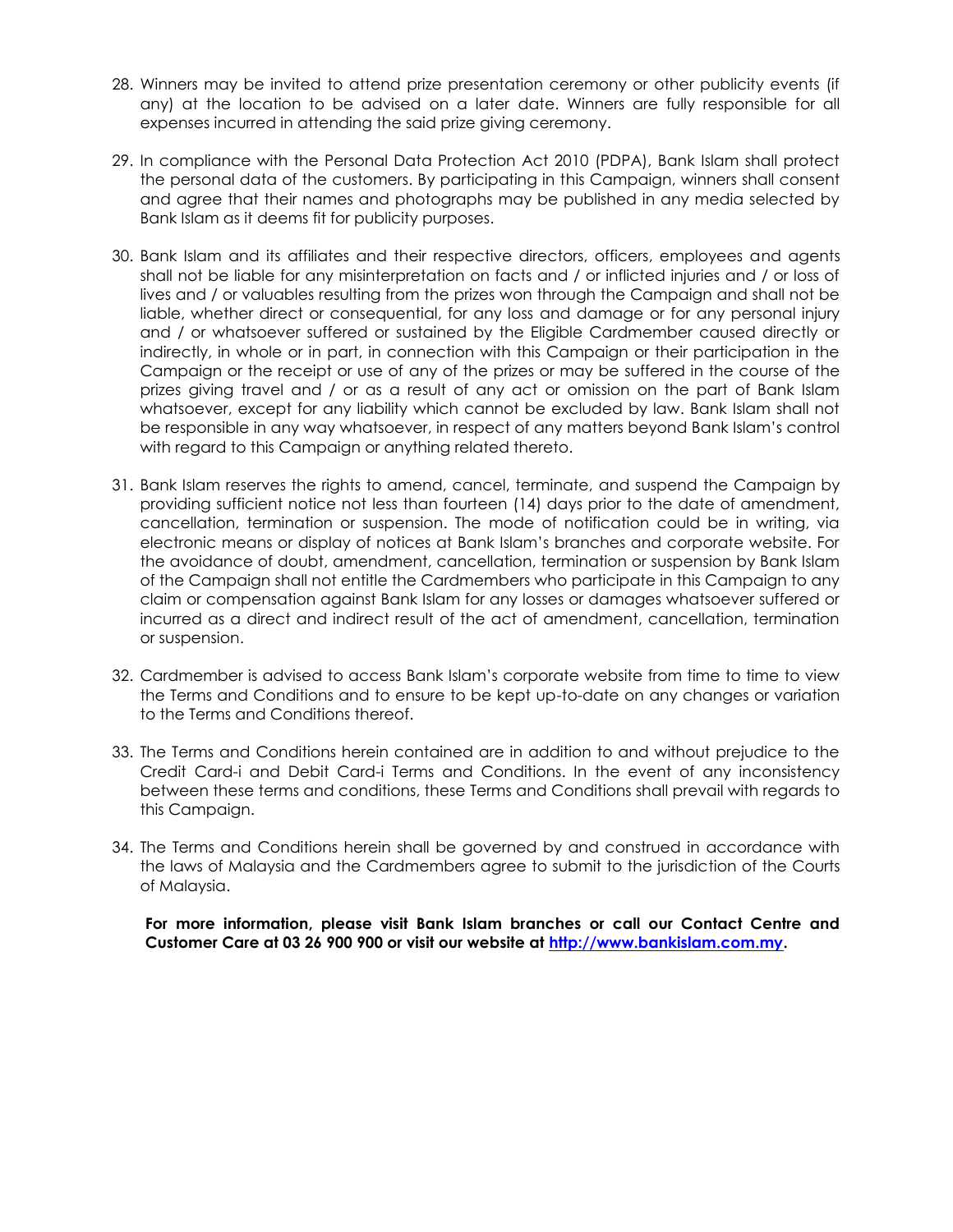28. Winners may be invited to attend prize presentation ceremony or other publicity events (if any) at the location to be advised on a later date. Winners are fully responsible for all expenses incurred in attending the said prize giving ceremony.

29. In compliance with the Personal Data Protection Act 2010 (PDPA), Bank Islam shall protect the personal data of the customers. By participating in this Campaign, winners shall consent and agree that their names and photographs may be published in any media selected by Bank Islam as it deems fit for publicity purposes.

30. Bank Islam and its affiliates and their respective directors, officers, employees and agents shall not be liable for any misinterpretation on facts and / or inflicted injuries and / or loss of lives and / or valuables resulting from the prizes won through the Campaign and shall not be liable, whether direct or consequential, for any loss and damage or for any personal injury and / or whatsoever suffered or sustained by the Eligible Cardmember caused directly or indirectly, in whole or in part, in connection with this Campaign or their participation in the Campaign or the receipt or use of any of the prizes or may be suffered in the course of the prizes giving travel and / or as a result of any act or omission on the part of Bank Islam whatsoever, except for any liability which cannot be excluded by law. Bank Islam shall not be responsible in any way whatsoever, in respect of any matters beyond Bank Islam's control with regard to this Campaign or anything related thereto.

31. Bank Islam reserves the rights to amend, cancel, terminate, and suspend the Campaign by providing sufficient notice not less than fourteen (14) days prior to the date of amendment, cancellation, termination or suspension. The mode of notification could be in writing, via electronic means or display of notices at Bank Islam's branches and corporate website. For the avoidance of doubt, amendment, cancellation, termination or suspension by Bank Islam of the Campaign shall not entitle the Cardmembers who participate in this Campaign to any claim or compensation against Bank Islam for any losses or damages whatsoever suffered or incurred as a direct and indirect result of the act of amendment, cancellation, termination or suspension.

32. Cardmember is advised to access Bank Islam's corporate website from time to time to view the Terms and Conditions and to ensure to be kept up-to-date on any changes or variation to the Terms and Conditions thereof.

33. The Terms and Conditions herein contained are in addition to and without prejudice to the Credit Card-i and Debit Card-i Terms and Conditions. In the event of any inconsistency between these terms and conditions, these Terms and Conditions shall prevail with regards to this Campaign.

34. The Terms and Conditions herein shall be governed by and construed in accordance with the laws of Malaysia and the Cardmembers agree to submit to the jurisdiction of the Courts of Malaysia.

**For more information, please visit Bank Islam branches or call our Contact Centre and Customer Care at 03 26 900 900 or visit our website at [http://www.bankislam.com.my](http://www.bankislam.com.my).**